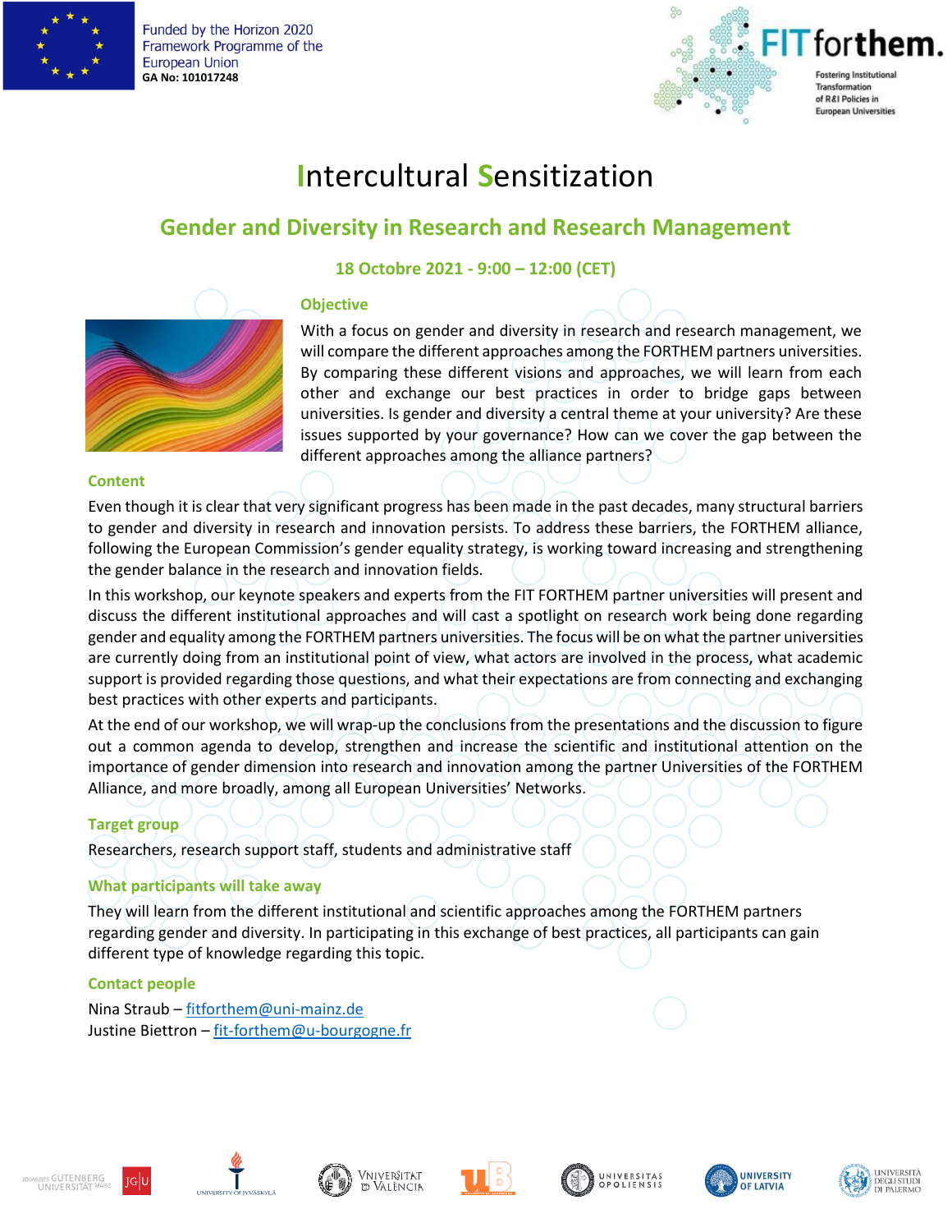Funded by the Horizon 2020 Framework Programme of the European Union
GA No: 101017248

FIT forthem. Fostering Institutional Transformation of R&I Policies in European Universities

# Intercultural Sensitization

## Gender and Diversity in Research and Research Management

**18 Octobre 2021 - 9:00 – 12:00 (CET)**

### Objective

With a focus on gender and diversity in research and research management, we will compare the different approaches among the FORTHEM partners universities. By comparing these different visions and approaches, we will learn from each other and exchange our best practices in order to bridge gaps between universities. Is gender and diversity a central theme at your university? Are these issues supported by your governance? How can we cover the gap between the different approaches among the alliance partners?

### Content

Even though it is clear that very significant progress has been made in the past decades, many structural barriers to gender and diversity in research and innovation persists. To address these barriers, the FORTHEM alliance, following the European Commission's gender equality strategy, is working toward increasing and strengthening the gender balance in the research and innovation fields.

In this workshop, our keynote speakers and experts from the FIT FORTHEM partner universities will present and discuss the different institutional approaches and will cast a spotlight on research work being done regarding gender and equality among the FORTHEM partners universities. The focus will be on what the partner universities are currently doing from an institutional point of view, what actors are involved in the process, what academic support is provided regarding those questions, and what their expectations are from connecting and exchanging best practices with other experts and participants.

At the end of our workshop, we will wrap-up the conclusions from the presentations and the discussion to figure out a common agenda to develop, strengthen and increase the scientific and institutional attention on the importance of gender dimension into research and innovation among the partner Universities of the FORTHEM Alliance, and more broadly, among all European Universities' Networks.

### Target group

Researchers, research support staff, students and administrative staff

### What participants will take away

They will learn from the different institutional and scientific approaches among the FORTHEM partners regarding gender and diversity. In participating in this exchange of best practices, all participants can gain different type of knowledge regarding this topic.

### Contact people

Nina Straub – fitforthem@uni-mainz.de
Justine Biettron – fit-forthem@u-bourgogne.fr

Johannes Gutenberg Universität Mainz JG|U · University of Jyväskylä · Universitat de València · uB · Universitas Opoliensis · University of Latvia · Università degli Studi di Palermo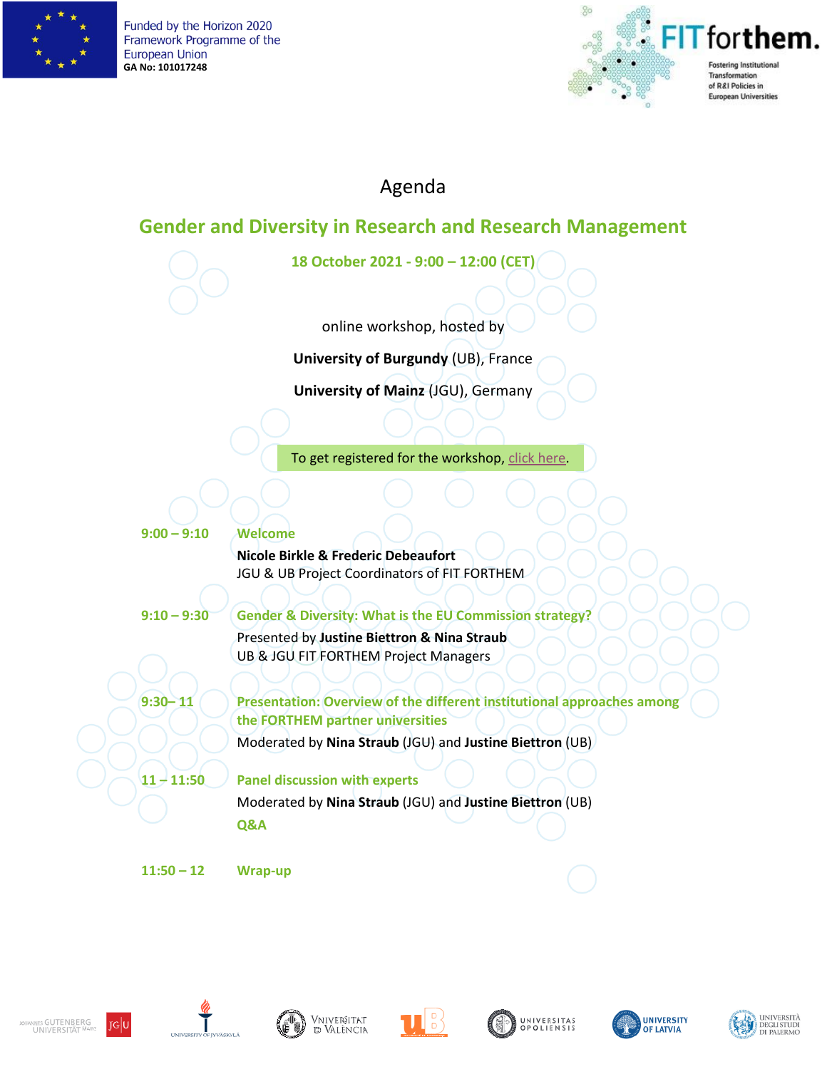Funded by the Horizon 2020 Framework Programme of the European Union
**GA No: 101017248**

**FIT forthem.** Fostering Institutional Transformation of R&I Policies in European Universities

Agenda

## Gender and Diversity in Research and Research Management

**18 October 2021 - 9:00 – 12:00 (CET)**

online workshop, hosted by

**University of Burgundy** (UB), France

**University of Mainz** (JGU), Germany

To get registered for the workshop, click here.

**9:00 – 9:10** **Welcome**
**Nicole Birkle & Frederic Debeaufort**
JGU & UB Project Coordinators of FIT FORTHEM

**9:10 – 9:30** **Gender & Diversity: What is the EU Commission strategy?**
Presented by **Justine Biettron & Nina Straub**
UB & JGU FIT FORTHEM Project Managers

**9:30– 11** **Presentation: Overview of the different institutional approaches among the FORTHEM partner universities**
Moderated by **Nina Straub** (JGU) and **Justine Biettron** (UB)

**11 – 11:50** **Panel discussion with experts**
Moderated by **Nina Straub** (JGU) and **Justine Biettron** (UB)
**Q&A**

**11:50 – 12** **Wrap-up**

JOHANNES GUTENBERG UNIVERSITÄT MAINZ JG|U · UNIVERSITY OF JYVÄSKYLÄ · VNIVERSITAT DE VALÈNCIA · uB · UNIVERSITAS OPOLIENSIS · UNIVERSITY OF LATVIA · UNIVERSITÀ DEGLI STUDI DI PALERMO